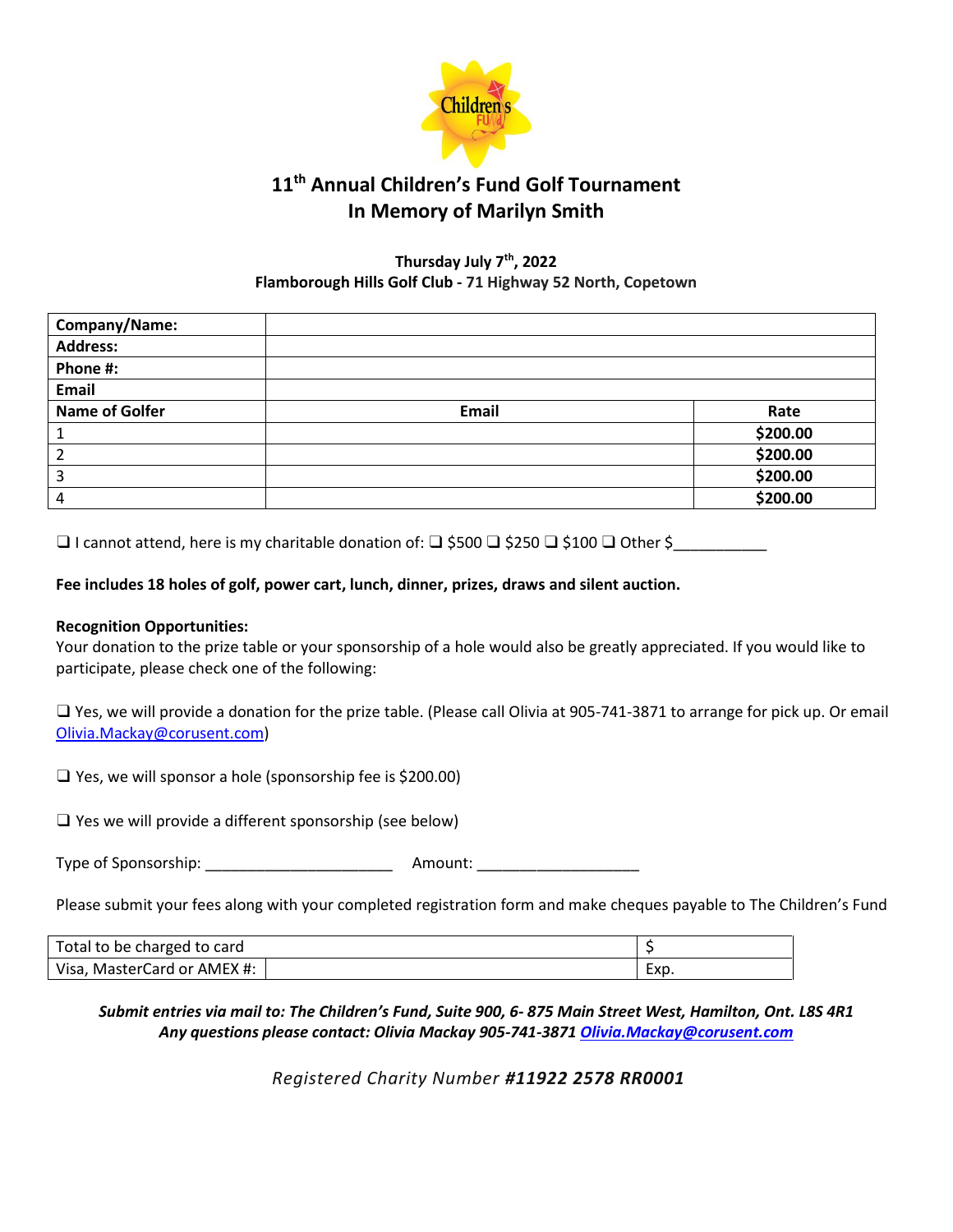# 11th Annual Children's Fund Golf Tournament
# In Memory of Marilyn Smith

**Thursday July 7th, 2022**
**Flamborough Hills Golf Club - 71 Highway 52 North, Copetown**

| **Company/Name:** | | |
|---|---|---|
| **Address:** | | |
| **Phone #:** | | |
| **Email** | | |
| **Name of Golfer** | **Email** | **Rate** |
| 1 | | **$200.00** |
| 2 | | **$200.00** |
| 3 | | **$200.00** |
| 4 | | **$200.00** |

❑ I cannot attend, here is my charitable donation of: ❑ $500 ❑ $250 ❑ $100 ❑ Other $___________

**Fee includes 18 holes of golf, power cart, lunch, dinner, prizes, draws and silent auction.**

**Recognition Opportunities:**
Your donation to the prize table or your sponsorship of a hole would also be greatly appreciated. If you would like to participate, please check one of the following:

❑ Yes, we will provide a donation for the prize table. (Please call Olivia at 905-741-3871 to arrange for pick up. Or email Olivia.Mackay@corusent.com)

❑ Yes, we will sponsor a hole (sponsorship fee is $200.00)

❑ Yes we will provide a different sponsorship (see below)

Type of Sponsorship: ______________________ Amount: ___________________

Please submit your fees along with your completed registration form and make cheques payable to The Children's Fund

| Total to be charged to card | | $ |
|---|---|---|
| Visa, MasterCard or AMEX #: | | Exp. |

***Submit entries via mail to: The Children's Fund, Suite 900, 6- 875 Main Street West, Hamilton, Ont. L8S 4R1***
***Any questions please contact: Olivia Mackay 905-741-3871 Olivia.Mackay@corusent.com***

*Registered Charity Number **#11922 2578 RR0001***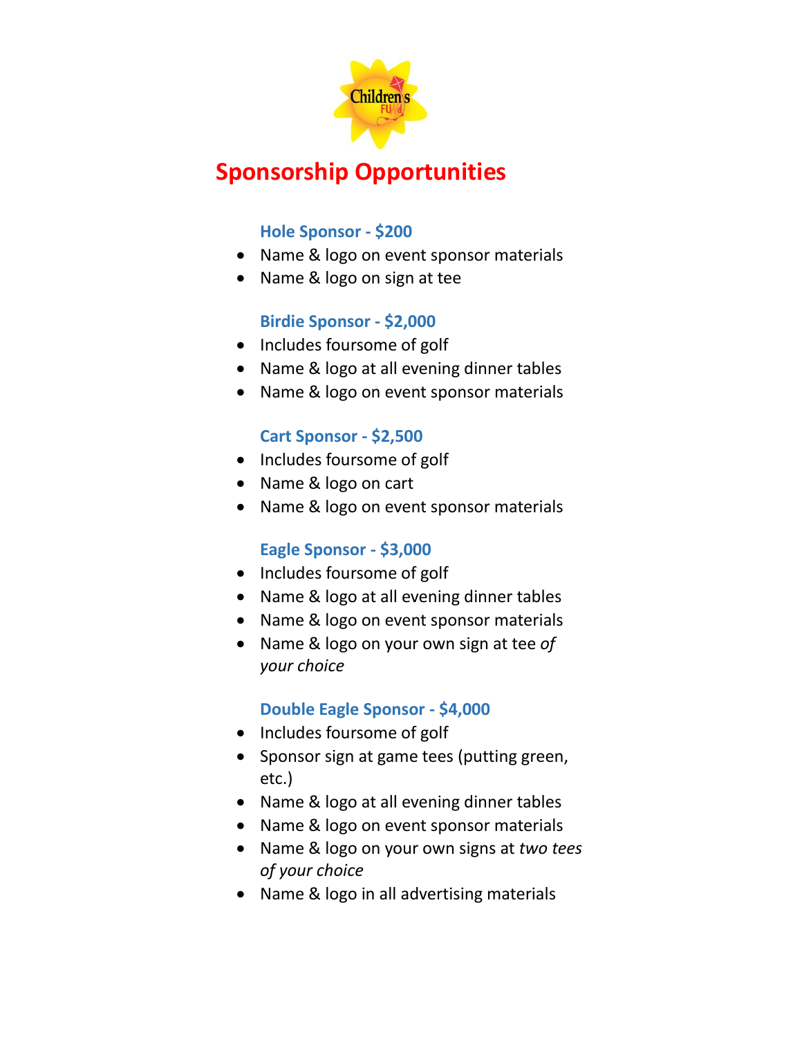# Sponsorship Opportunities

### Hole Sponsor - $200

- Name & logo on event sponsor materials
- Name & logo on sign at tee

### Birdie Sponsor - $2,000

- Includes foursome of golf
- Name & logo at all evening dinner tables
- Name & logo on event sponsor materials

### Cart Sponsor - $2,500

- Includes foursome of golf
- Name & logo on cart
- Name & logo on event sponsor materials

### Eagle Sponsor - $3,000

- Includes foursome of golf
- Name & logo at all evening dinner tables
- Name & logo on event sponsor materials
- Name & logo on your own sign at tee *of your choice*

### Double Eagle Sponsor - $4,000

- Includes foursome of golf
- Sponsor sign at game tees (putting green, etc.)
- Name & logo at all evening dinner tables
- Name & logo on event sponsor materials
- Name & logo on your own signs at *two tees of your choice*
- Name & logo in all advertising materials